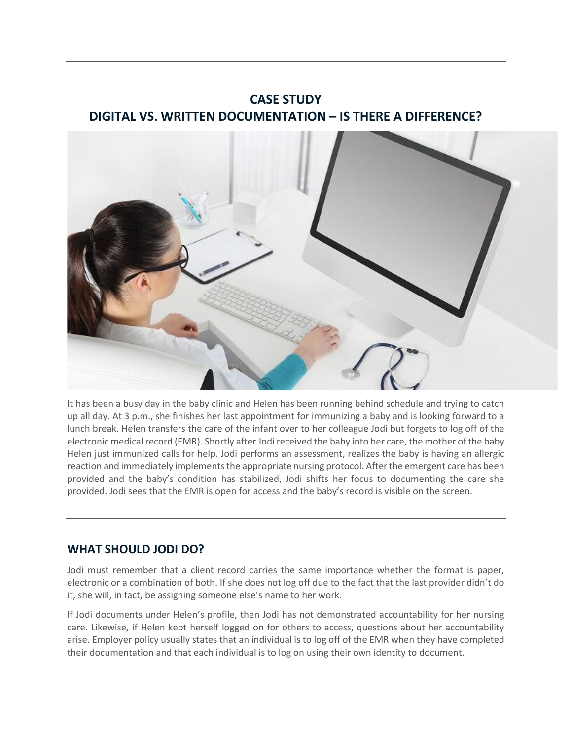# CASE STUDY

# DIGITAL VS. WRITTEN DOCUMENTATION – IS THERE A DIFFERENCE?

It has been a busy day in the baby clinic and Helen has been running behind schedule and trying to catch up all day. At 3 p.m., she finishes her last appointment for immunizing a baby and is looking forward to a lunch break. Helen transfers the care of the infant over to her colleague Jodi but forgets to log off of the electronic medical record (EMR). Shortly after Jodi received the baby into her care, the mother of the baby Helen just immunized calls for help. Jodi performs an assessment, realizes the baby is having an allergic reaction and immediately implements the appropriate nursing protocol. After the emergent care has been provided and the baby's condition has stabilized, Jodi shifts her focus to documenting the care she provided. Jodi sees that the EMR is open for access and the baby's record is visible on the screen.

## WHAT SHOULD JODI DO?

Jodi must remember that a client record carries the same importance whether the format is paper, electronic or a combination of both. If she does not log off due to the fact that the last provider didn't do it, she will, in fact, be assigning someone else's name to her work.

If Jodi documents under Helen's profile, then Jodi has not demonstrated accountability for her nursing care. Likewise, if Helen kept herself logged on for others to access, questions about her accountability arise. Employer policy usually states that an individual is to log off of the EMR when they have completed their documentation and that each individual is to log on using their own identity to document.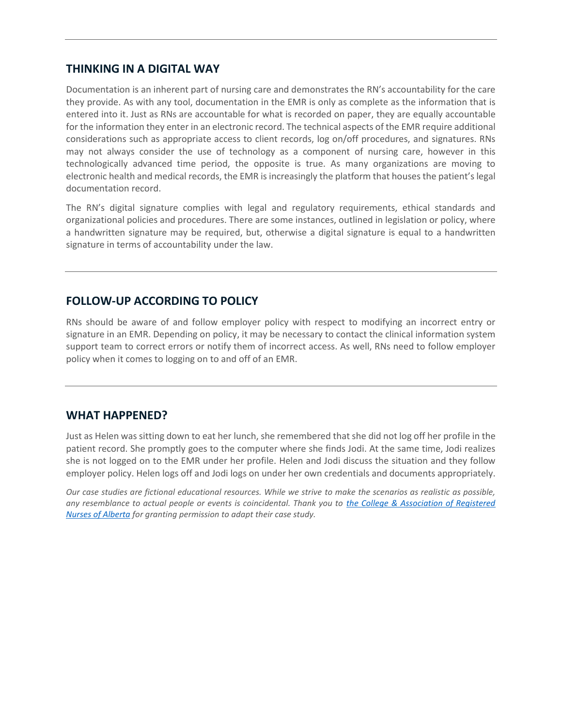## THINKING IN A DIGITAL WAY

Documentation is an inherent part of nursing care and demonstrates the RN's accountability for the care they provide. As with any tool, documentation in the EMR is only as complete as the information that is entered into it. Just as RNs are accountable for what is recorded on paper, they are equally accountable for the information they enter in an electronic record. The technical aspects of the EMR require additional considerations such as appropriate access to client records, log on/off procedures, and signatures. RNs may not always consider the use of technology as a component of nursing care, however in this technologically advanced time period, the opposite is true. As many organizations are moving to electronic health and medical records, the EMR is increasingly the platform that houses the patient's legal documentation record.

The RN's digital signature complies with legal and regulatory requirements, ethical standards and organizational policies and procedures. There are some instances, outlined in legislation or policy, where a handwritten signature may be required, but, otherwise a digital signature is equal to a handwritten signature in terms of accountability under the law.

## FOLLOW-UP ACCORDING TO POLICY

RNs should be aware of and follow employer policy with respect to modifying an incorrect entry or signature in an EMR. Depending on policy, it may be necessary to contact the clinical information system support team to correct errors or notify them of incorrect access. As well, RNs need to follow employer policy when it comes to logging on to and off of an EMR.

## WHAT HAPPENED?

Just as Helen was sitting down to eat her lunch, she remembered that she did not log off her profile in the patient record. She promptly goes to the computer where she finds Jodi. At the same time, Jodi realizes she is not logged on to the EMR under her profile. Helen and Jodi discuss the situation and they follow employer policy. Helen logs off and Jodi logs on under her own credentials and documents appropriately.

*Our case studies are fictional educational resources. While we strive to make the scenarios as realistic as possible, any resemblance to actual people or events is coincidental. Thank you to [the College & Association of Registered Nurses of Alberta] for granting permission to adapt their case study.*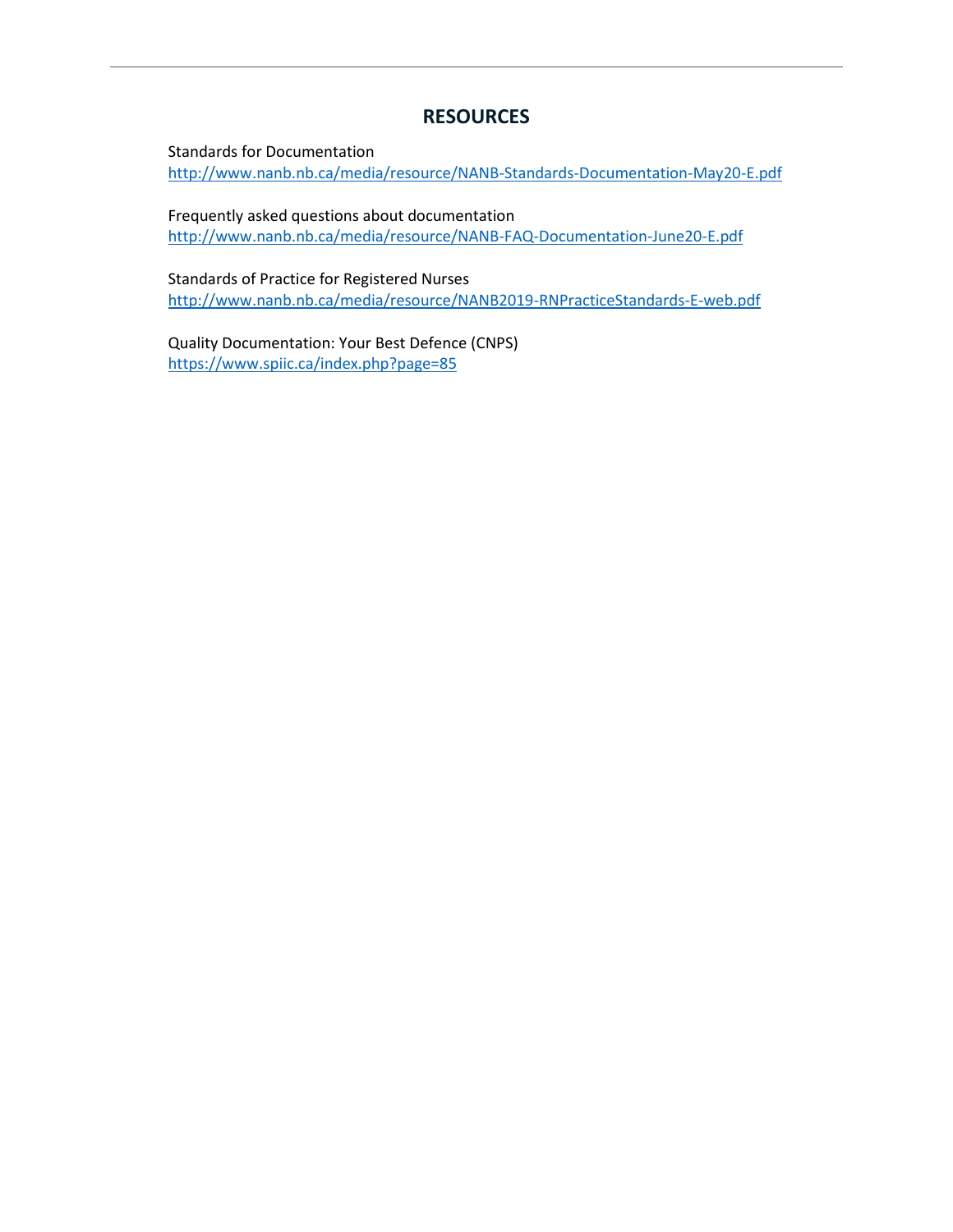## RESOURCES

Standards for Documentation
http://www.nanb.nb.ca/media/resource/NANB-Standards-Documentation-May20-E.pdf

Frequently asked questions about documentation
http://www.nanb.nb.ca/media/resource/NANB-FAQ-Documentation-June20-E.pdf

Standards of Practice for Registered Nurses
http://www.nanb.nb.ca/media/resource/NANB2019-RNPracticeStandards-E-web.pdf

Quality Documentation: Your Best Defence (CNPS)
https://www.spiic.ca/index.php?page=85